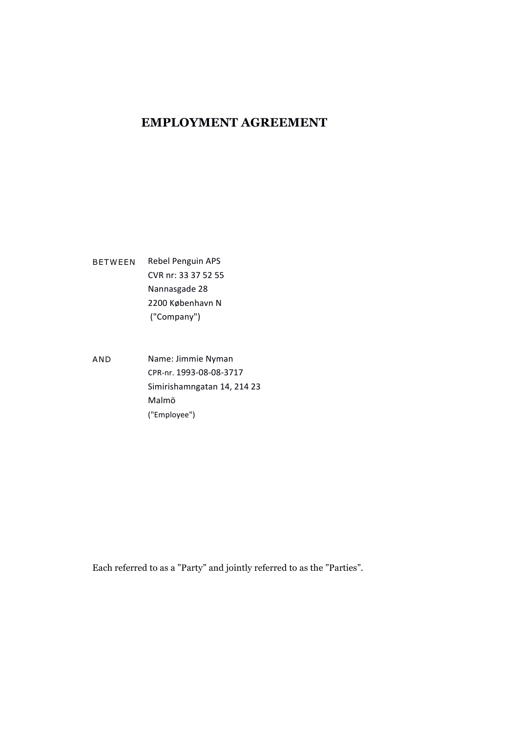# EMPLOYMENT AGREEMENT

BETWEEN Rebel Penguin APS
CVR nr: 33 37 52 55
Nannasgade 28
2200 København N
("Company")

AND Name: Jimmie Nyman
CPR-nr. 1993-08-08-3717
Simirishamngatan 14, 214 23
Malmö
("Employee")

Each referred to as a "Party" and jointly referred to as the "Parties".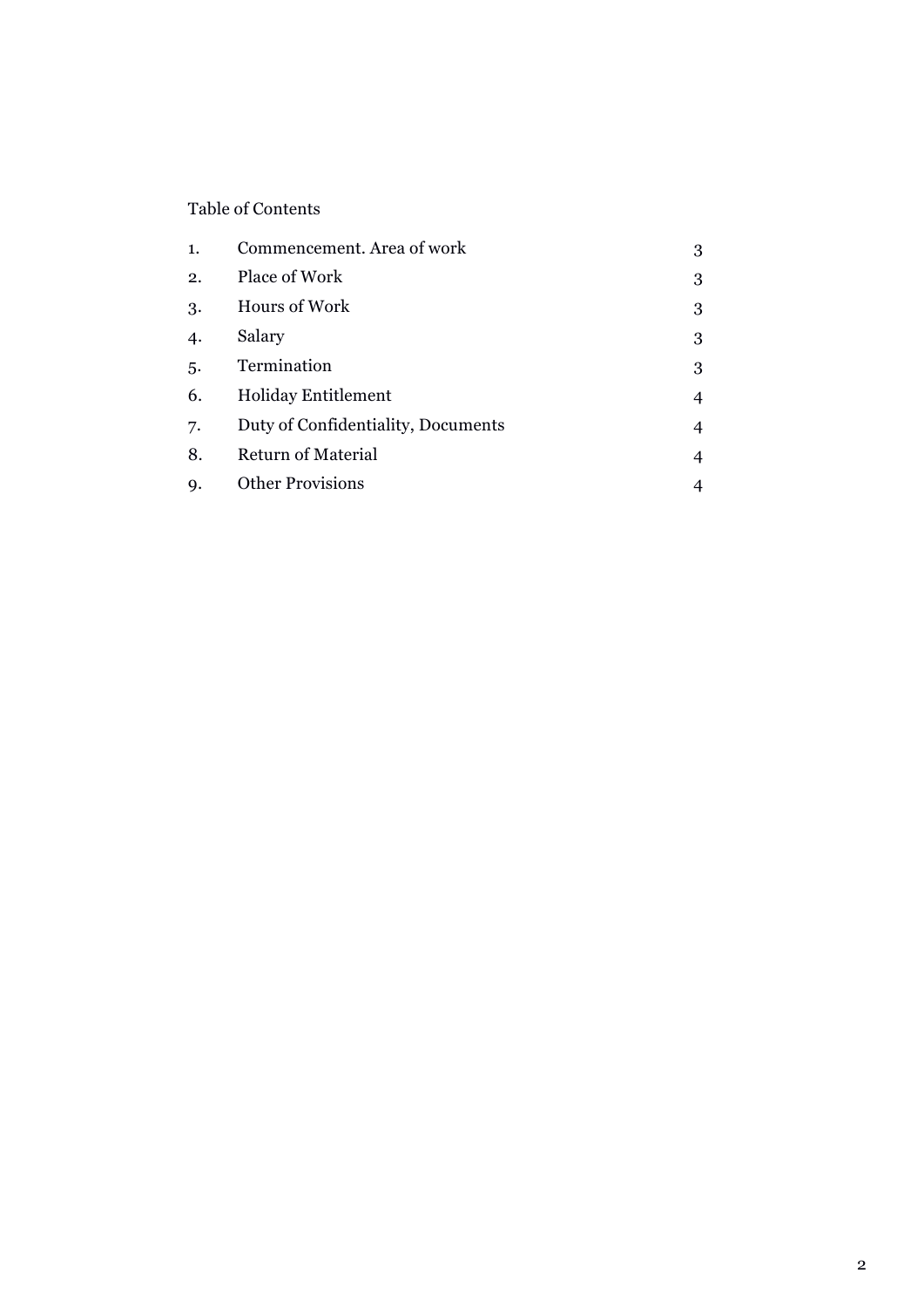Table of Contents

| | | |
|---|---|---|
| 1. | Commencement. Area of work | 3 |
| 2. | Place of Work | 3 |
| 3. | Hours of Work | 3 |
| 4. | Salary | 3 |
| 5. | Termination | 3 |
| 6. | Holiday Entitlement | 4 |
| 7. | Duty of Confidentiality, Documents | 4 |
| 8. | Return of Material | 4 |
| 9. | Other Provisions | 4 |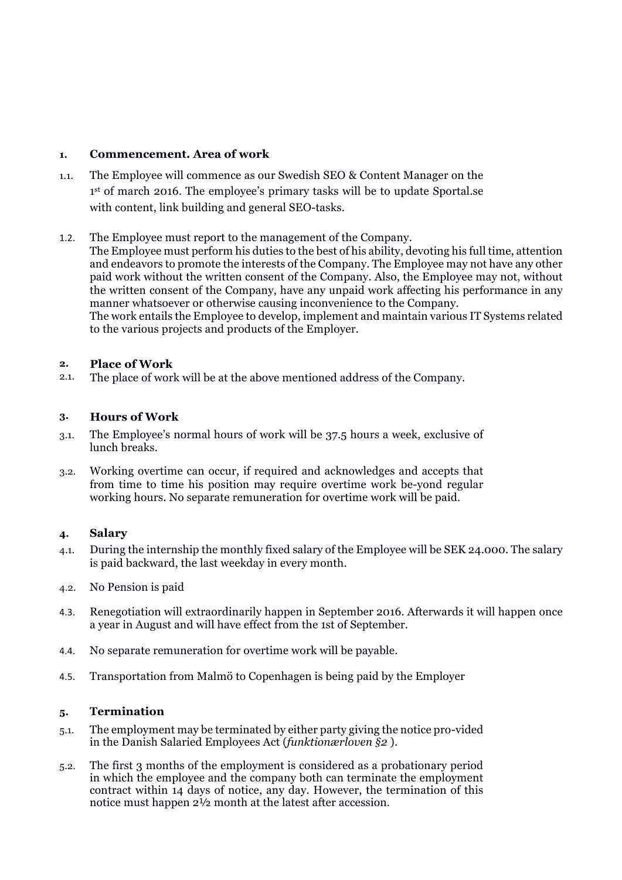## 1. Commencement. Area of work

1.1. The Employee will commence as our Swedish SEO & Content Manager on the 1st of march 2016. The employee's primary tasks will be to update Sportal.se with content, link building and general SEO-tasks.

1.2. The Employee must report to the management of the Company.
The Employee must perform his duties to the best of his ability, devoting his full time, attention and endeavors to promote the interests of the Company. The Employee may not have any other paid work without the written consent of the Company. Also, the Employee may not, without the written consent of the Company, have any unpaid work affecting his performance in any manner whatsoever or otherwise causing inconvenience to the Company.
The work entails the Employee to develop, implement and maintain various IT Systems related to the various projects and products of the Employer.

## 2. Place of Work

2.1. The place of work will be at the above mentioned address of the Company.

## 3. Hours of Work

3.1. The Employee's normal hours of work will be 37.5 hours a week, exclusive of lunch breaks.

3.2. Working overtime can occur, if required and acknowledges and accepts that from time to time his position may require overtime work be-yond regular working hours. No separate remuneration for overtime work will be paid.

## 4. Salary

4.1. During the internship the monthly fixed salary of the Employee will be SEK 24.000. The salary is paid backward, the last weekday in every month.

4.2. No Pension is paid

4.3. Renegotiation will extraordinarily happen in September 2016. Afterwards it will happen once a year in August and will have effect from the 1st of September.

4.4. No separate remuneration for overtime work will be payable.

4.5. Transportation from Malmö to Copenhagen is being paid by the Employer

## 5. Termination

5.1. The employment may be terminated by either party giving the notice pro-vided in the Danish Salaried Employees Act (*funktionærloven §2* ).

5.2. The first 3 months of the employment is considered as a probationary period in which the employee and the company both can terminate the employment contract within 14 days of notice, any day. However, the termination of this notice must happen 2½ month at the latest after accession.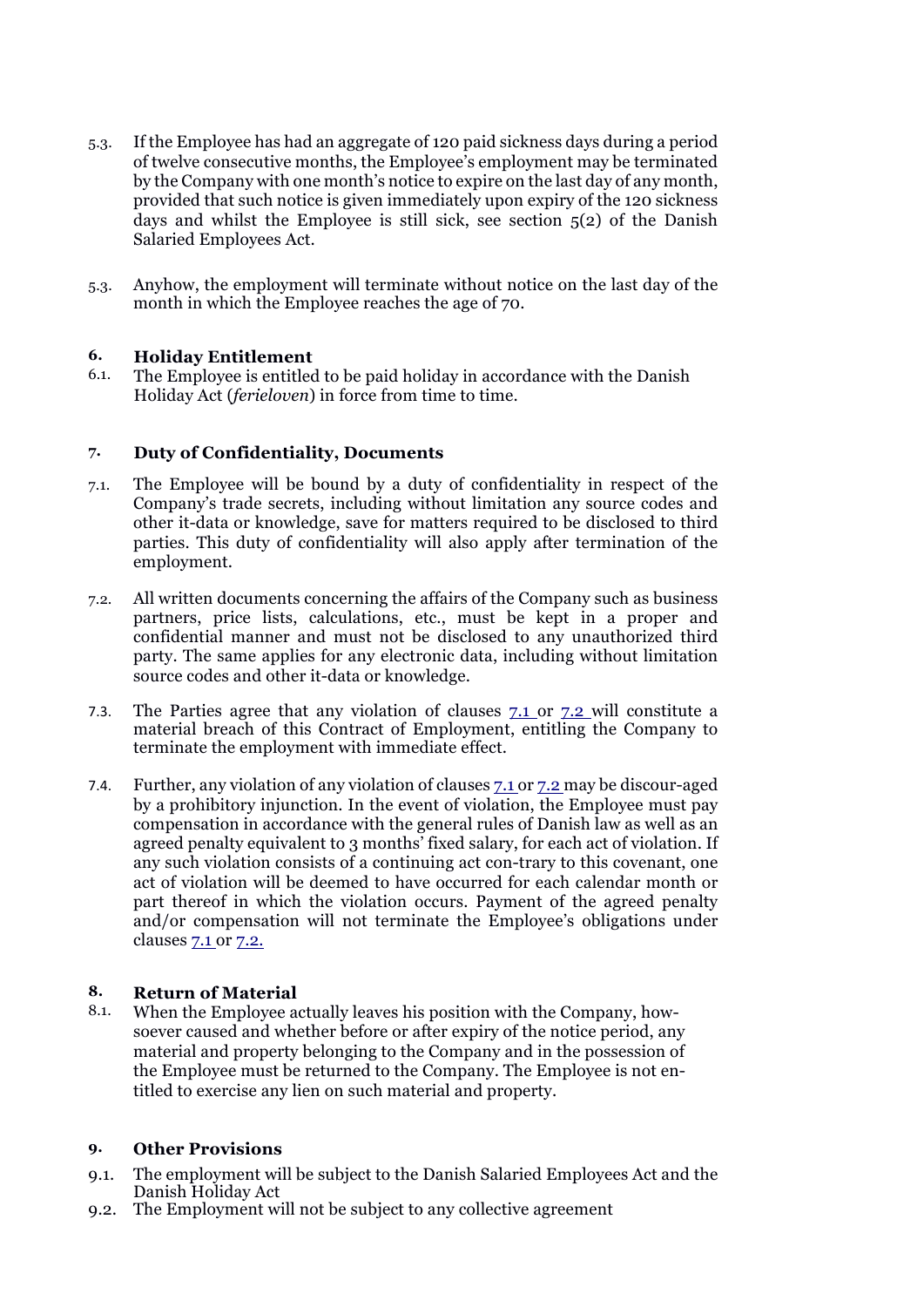5.3. If the Employee has had an aggregate of 120 paid sickness days during a period of twelve consecutive months, the Employee's employment may be terminated by the Company with one month's notice to expire on the last day of any month, provided that such notice is given immediately upon expiry of the 120 sickness days and whilst the Employee is still sick, see section 5(2) of the Danish Salaried Employees Act.

5.3. Anyhow, the employment will terminate without notice on the last day of the month in which the Employee reaches the age of 70.

## 6. Holiday Entitlement

6.1. The Employee is entitled to be paid holiday in accordance with the Danish Holiday Act (*ferieloven*) in force from time to time.

## 7. Duty of Confidentiality, Documents

7.1. The Employee will be bound by a duty of confidentiality in respect of the Company's trade secrets, including without limitation any source codes and other it-data or knowledge, save for matters required to be disclosed to third parties. This duty of confidentiality will also apply after termination of the employment.

7.2. All written documents concerning the affairs of the Company such as business partners, price lists, calculations, etc., must be kept in a proper and confidential manner and must not be disclosed to any unauthorized third party. The same applies for any electronic data, including without limitation source codes and other it-data or knowledge.

7.3. The Parties agree that any violation of clauses 7.1 or 7.2 will constitute a material breach of this Contract of Employment, entitling the Company to terminate the employment with immediate effect.

7.4. Further, any violation of any violation of clauses 7.1 or 7.2 may be discour-aged by a prohibitory injunction. In the event of violation, the Employee must pay compensation in accordance with the general rules of Danish law as well as an agreed penalty equivalent to 3 months' fixed salary, for each act of violation. If any such violation consists of a continuing act con-trary to this covenant, one act of violation will be deemed to have occurred for each calendar month or part thereof in which the violation occurs. Payment of the agreed penalty and/or compensation will not terminate the Employee's obligations under clauses 7.1 or 7.2.

## 8. Return of Material

8.1. When the Employee actually leaves his position with the Company, how-soever caused and whether before or after expiry of the notice period, any material and property belonging to the Company and in the possession of the Employee must be returned to the Company. The Employee is not en-titled to exercise any lien on such material and property.

## 9. Other Provisions

9.1. The employment will be subject to the Danish Salaried Employees Act and the Danish Holiday Act

9.2. The Employment will not be subject to any collective agreement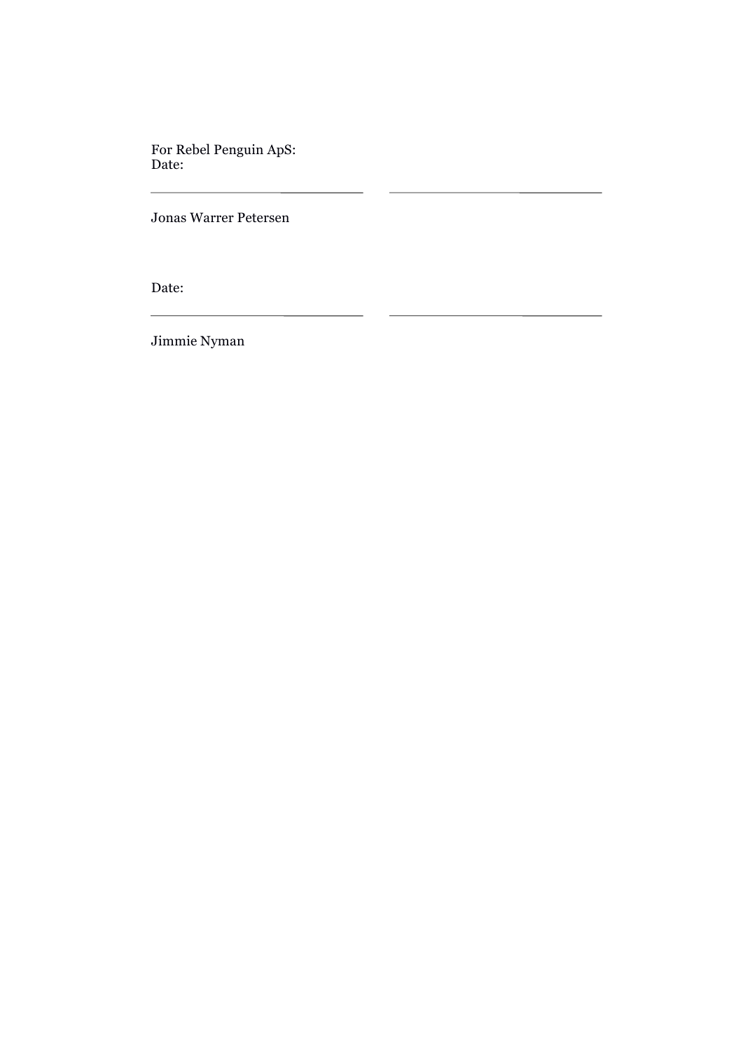For Rebel Penguin ApS:
Date:

\_\_\_\_\_\_\_\_\_\_\_\_\_\_\_\_\_\_\_\_\_\_\_\_ \_\_\_\_\_\_\_\_\_\_\_\_\_\_\_\_\_\_\_\_\_\_\_\_

Jonas Warrer Petersen

Date:

\_\_\_\_\_\_\_\_\_\_\_\_\_\_\_\_\_\_\_\_\_\_\_\_ \_\_\_\_\_\_\_\_\_\_\_\_\_\_\_\_\_\_\_\_\_\_\_\_

Jimmie Nyman